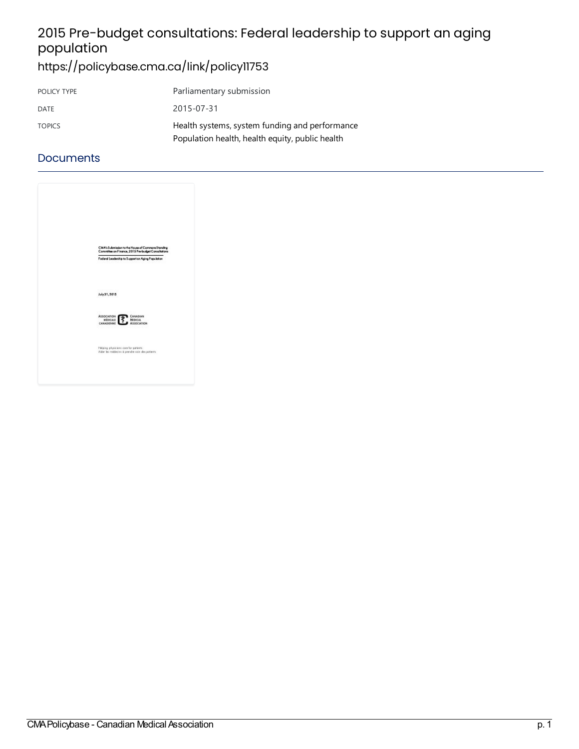# 2015 Pre-budget consultations: Federal leadership to support an aging population

https://policybase.cma.ca/link/policy11753

| | |
|---|---|
| POLICY TYPE | Parliamentary submission |
| DATE | 2015-07-31 |
| TOPICS | Health systems, system funding and performance<br>Population health, health equity, public health |

## Documents

CMA's Submission to the House of Commons Standing Committee on Finance, 2015 Pre-budget Consultations

Federal Leadership to Support an Aging Population

July 31, 2015

Association Médicale Canadienne | Canadian Medical Association

Helping physicians care for patients
Aider les médecins à prendre soin des patients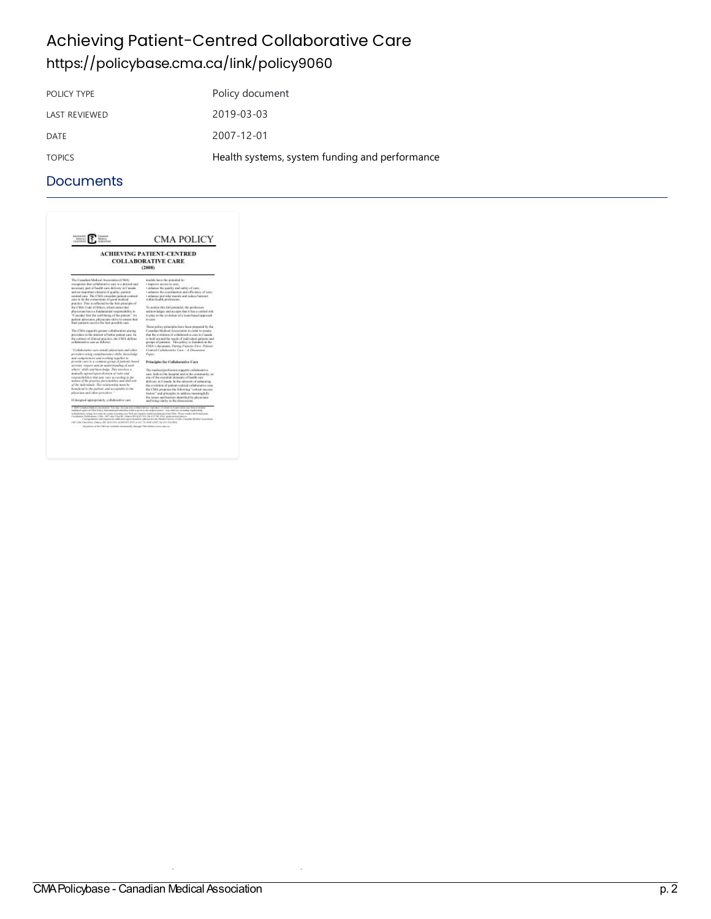# Achieving Patient-Centred Collaborative Care

https://policybase.cma.ca/link/policy9060

| | |
|---|---|
| POLICY TYPE | Policy document |
| LAST REVIEWED | 2019-03-03 |
| DATE | 2007-12-01 |
| TOPICS | Health systems, system funding and performance |

## Documents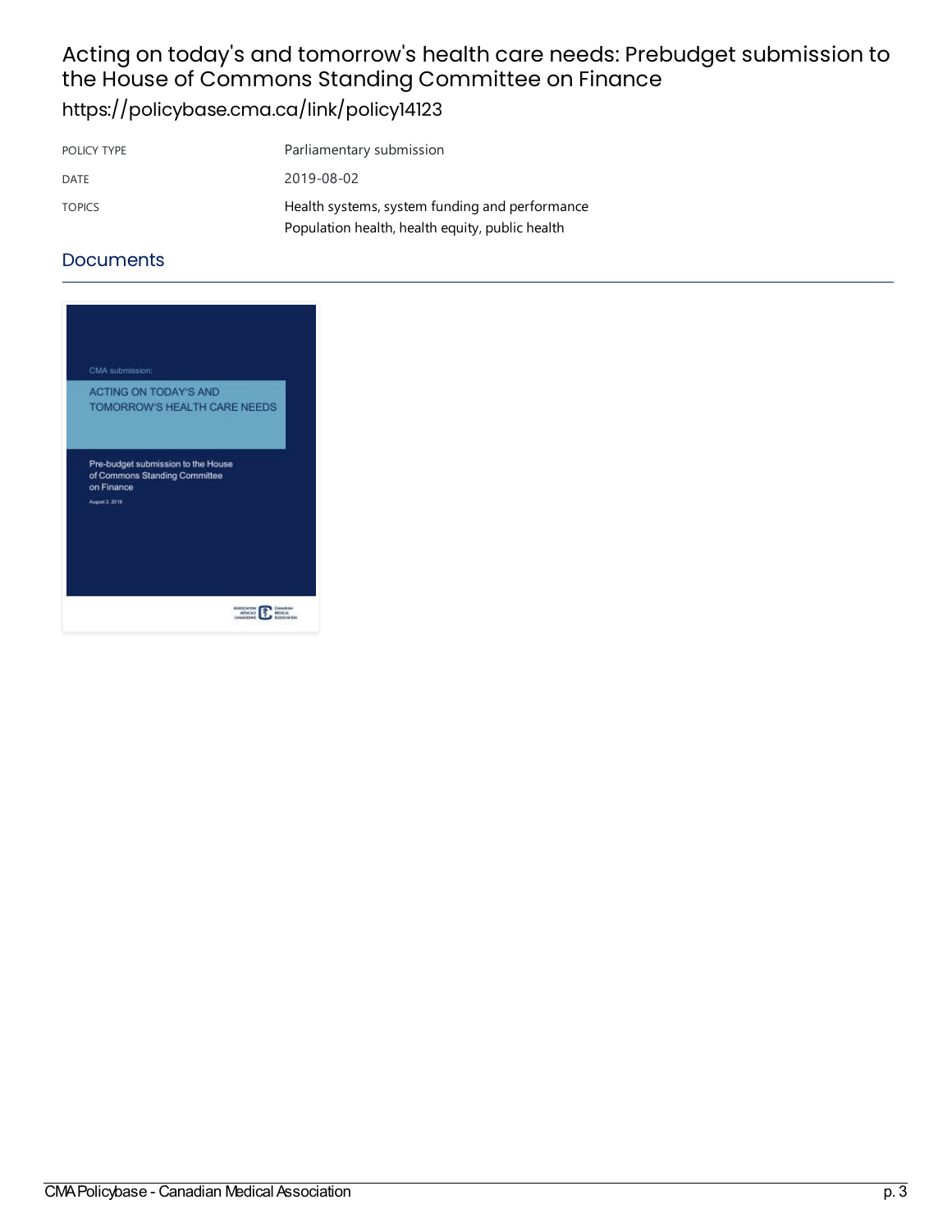# Acting on today's and tomorrow's health care needs: Prebudget submission to the House of Commons Standing Committee on Finance

https://policybase.cma.ca/link/policy14123

| | |
|---|---|
| POLICY TYPE | Parliamentary submission |
| DATE | 2019-08-02 |
| TOPICS | Health systems, system funding and performance<br>Population health, health equity, public health |

## Documents

CMA submission:

ACTING ON TODAY'S AND TOMORROW'S HEALTH CARE NEEDS

Pre-budget submission to the House of Commons Standing Committee on Finance

August 2, 2019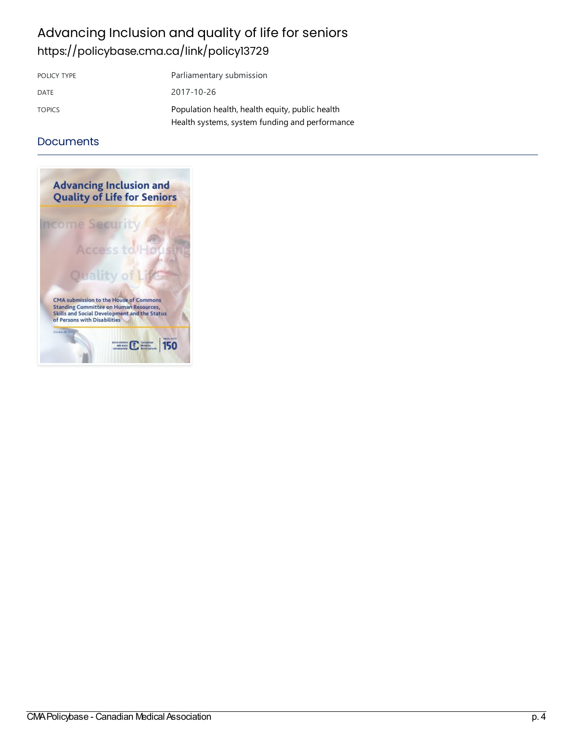# Advancing Inclusion and quality of life for seniors

https://policybase.cma.ca/link/policy13729

| | |
|---|---|
| POLICY TYPE | Parliamentary submission |
| DATE | 2017-10-26 |
| TOPICS | Population health, health equity, public health<br>Health systems, system funding and performance |

## Documents

Advancing Inclusion and Quality of Life for Seniors

Income Security

Access to Housing

Quality of Life

CMA submission to the House of Commons Standing Committee on Human Resources, Skills and Social Development and the Status of Persons with Disabilities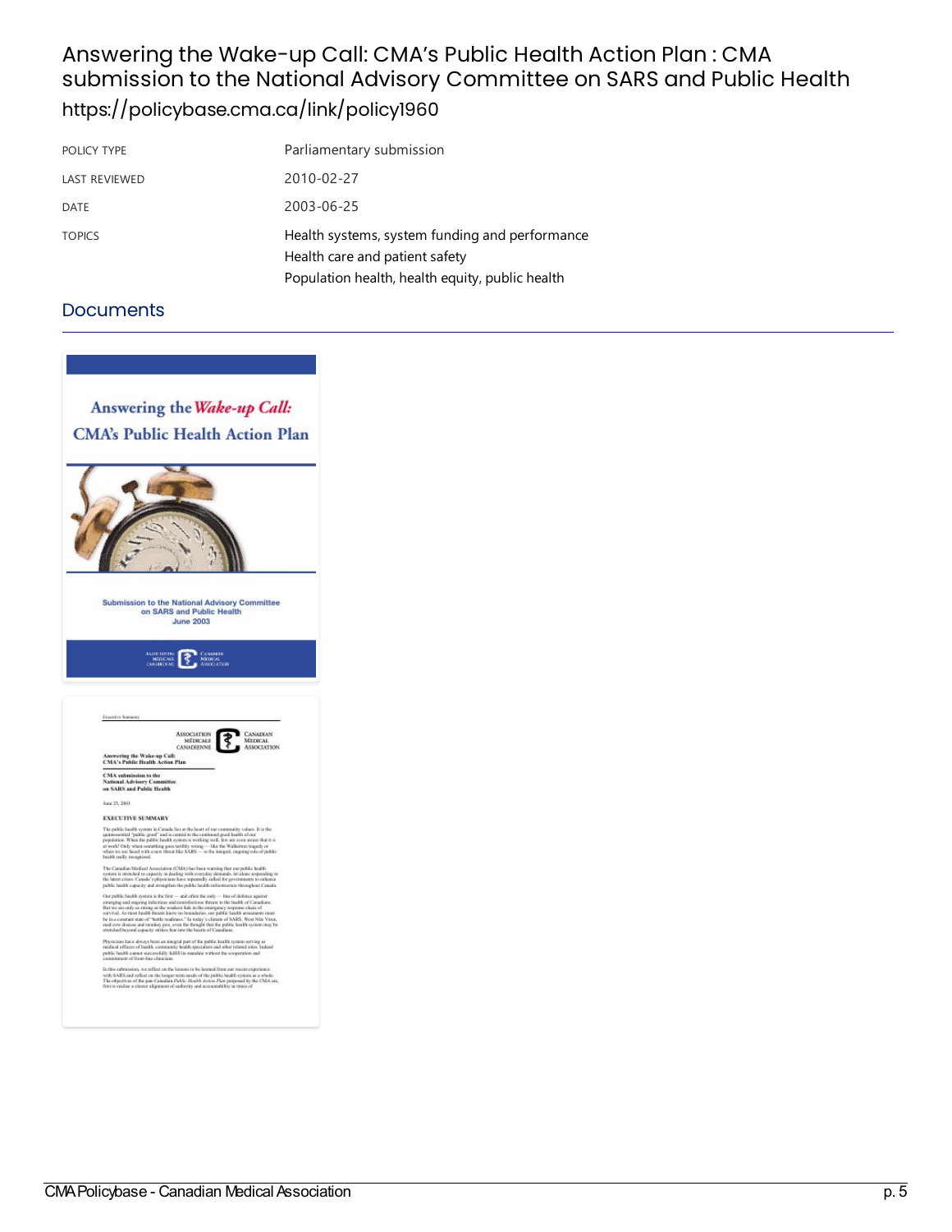# Answering the Wake-up Call: CMA's Public Health Action Plan : CMA submission to the National Advisory Committee on SARS and Public Health

https://policybase.cma.ca/link/policy1960

| | |
|---|---|
| POLICY TYPE | Parliamentary submission |
| LAST REVIEWED | 2010-02-27 |
| DATE | 2003-06-25 |
| TOPICS | Health systems, system funding and performance<br>Health care and patient safety<br>Population health, health equity, public health |

## Documents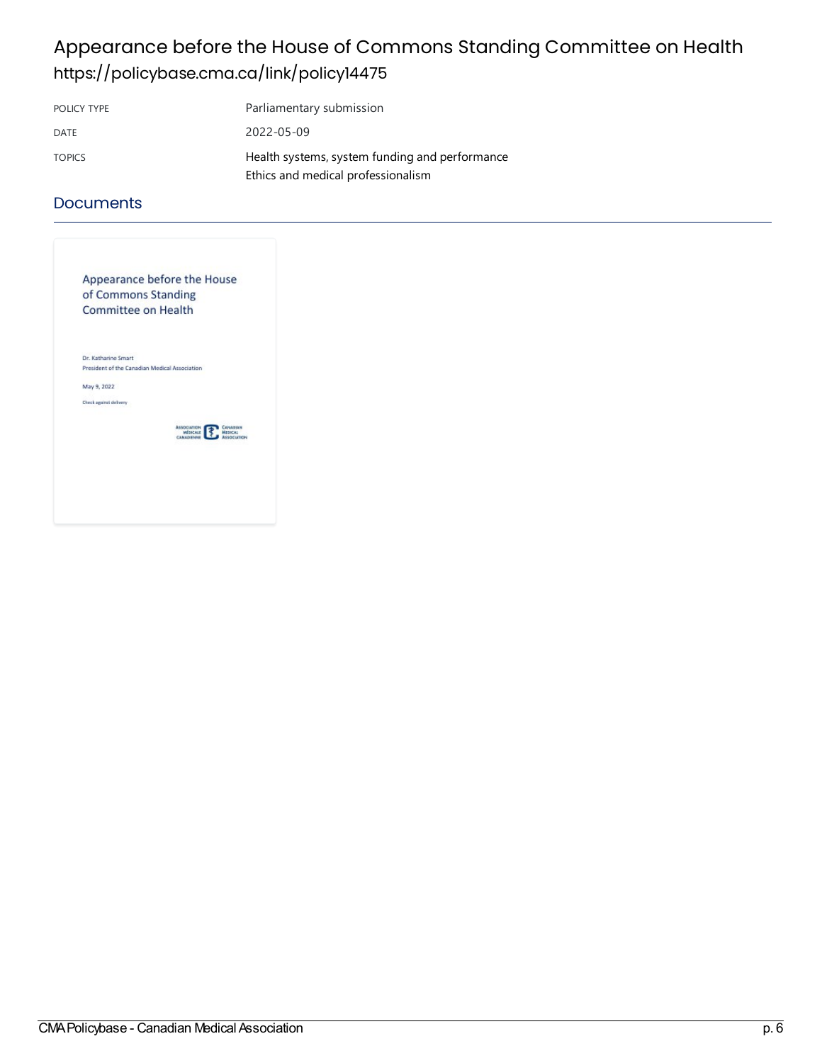# Appearance before the House of Commons Standing Committee on Health

https://policybase.cma.ca/link/policy14475

| | |
|---|---|
| POLICY TYPE | Parliamentary submission |
| DATE | 2022-05-09 |
| TOPICS | Health systems, system funding and performance<br>Ethics and medical professionalism |

## Documents

Appearance before the House of Commons Standing Committee on Health

Dr. Katharine Smart
President of the Canadian Medical Association

May 9, 2022

Check against delivery

ASSOCIATION MÉDICALE CANADIENNE CANADIAN MEDICAL ASSOCIATION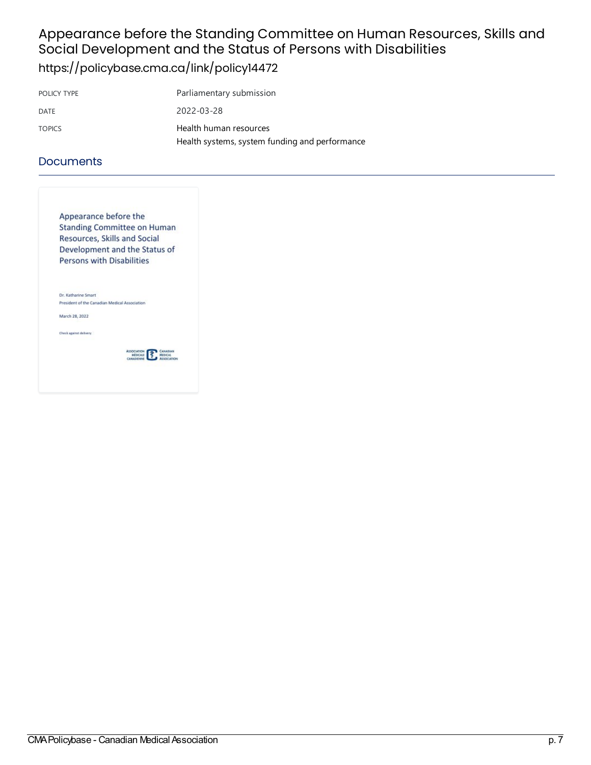# Appearance before the Standing Committee on Human Resources, Skills and Social Development and the Status of Persons with Disabilities

https://policybase.cma.ca/link/policy14472

| | |
|---|---|
| POLICY TYPE | Parliamentary submission |
| DATE | 2022-03-28 |
| TOPICS | Health human resources<br>Health systems, system funding and performance |

## Documents

Appearance before the Standing Committee on Human Resources, Skills and Social Development and the Status of Persons with Disabilities

Dr. Katharine Smart

President of the Canadian Medical Association

March 28, 2022

Check against delivery

ASSOCIATION MÉDICALE CANADIENNE | CANADIAN MEDICAL ASSOCIATION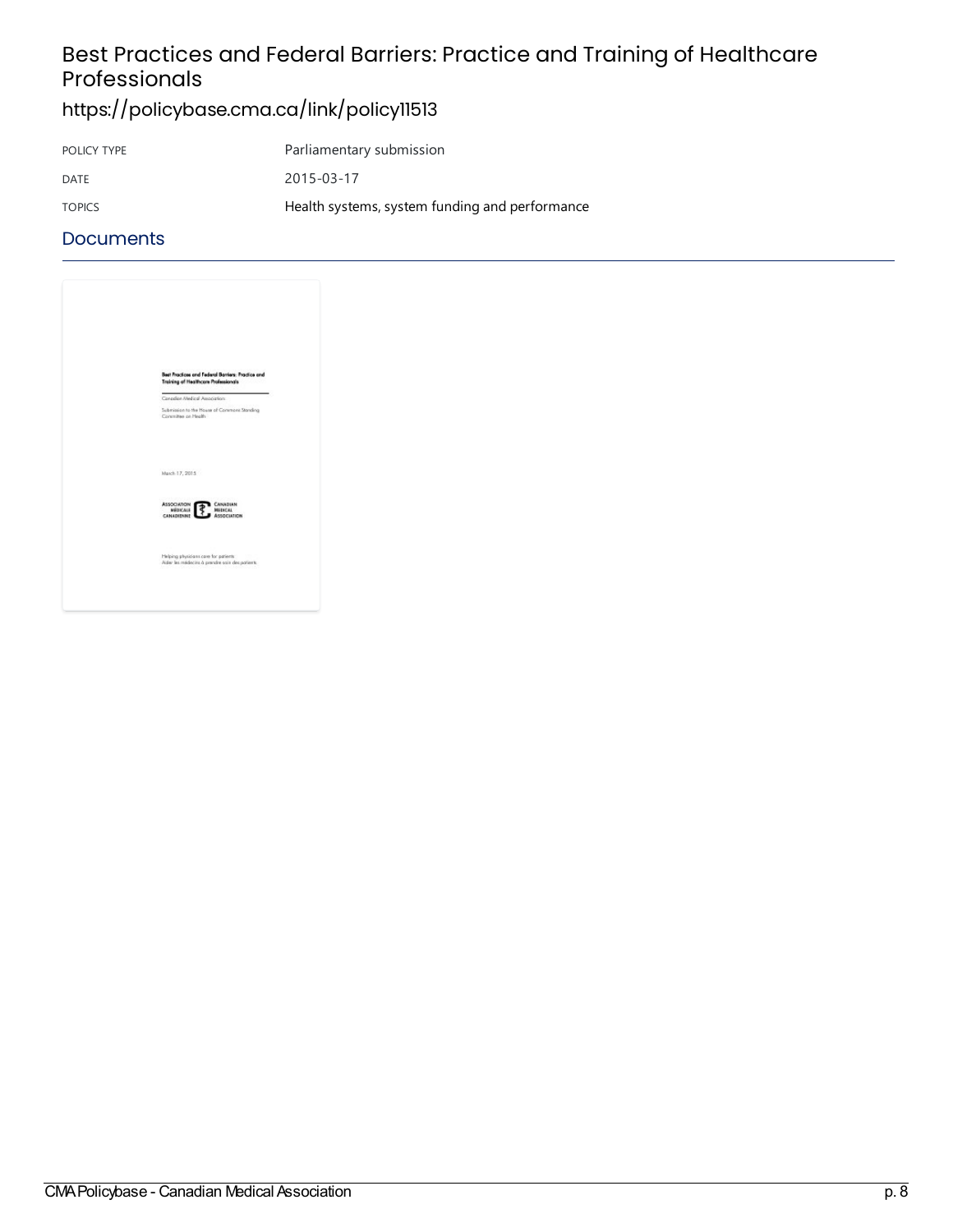# Best Practices and Federal Barriers: Practice and Training of Healthcare Professionals

## https://policybase.cma.ca/link/policy11513

| | |
|---|---|
| POLICY TYPE | Parliamentary submission |
| DATE | 2015-03-17 |
| TOPICS | Health systems, system funding and performance |

## Documents

Best Practices and Federal Barriers: Practice and Training of Healthcare Professionals

Canadian Medical Association

Submission to the House of Commons Standing Committee on Health

March 17, 2015

ASSOCIATION MÉDICALE CANADIENNE CANADIAN MEDICAL ASSOCIATION

Helping physicians care for patients
Aider les médecins à prendre soin des patients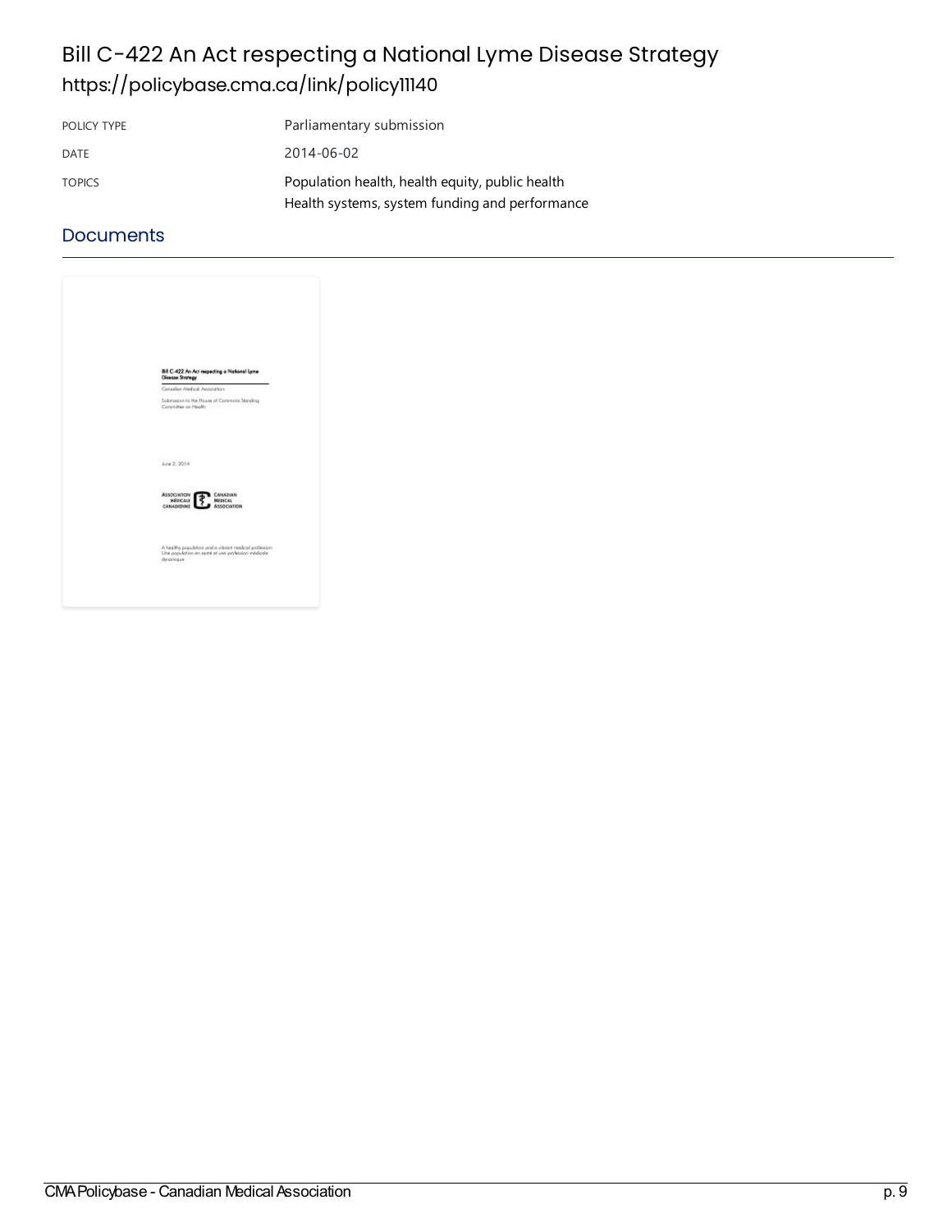# Bill C-422 An Act respecting a National Lyme Disease Strategy

https://policybase.cma.ca/link/policy11140

| | |
|---|---|
| POLICY TYPE | Parliamentary submission |
| DATE | 2014-06-02 |
| TOPICS | Population health, health equity, public health<br>Health systems, system funding and performance |

## Documents

Bill C-422 An Act respecting a National Lyme Disease Strategy

Canadian Medical Association

Submission to the House of Commons Standing Committee on Health

June 2, 2014

ASSOCIATION MÉDICALE CANADIENNE CANADIAN MEDICAL ASSOCIATION

A healthy population and a vibrant medical profession
Une population en santé et une profession médicale dynamique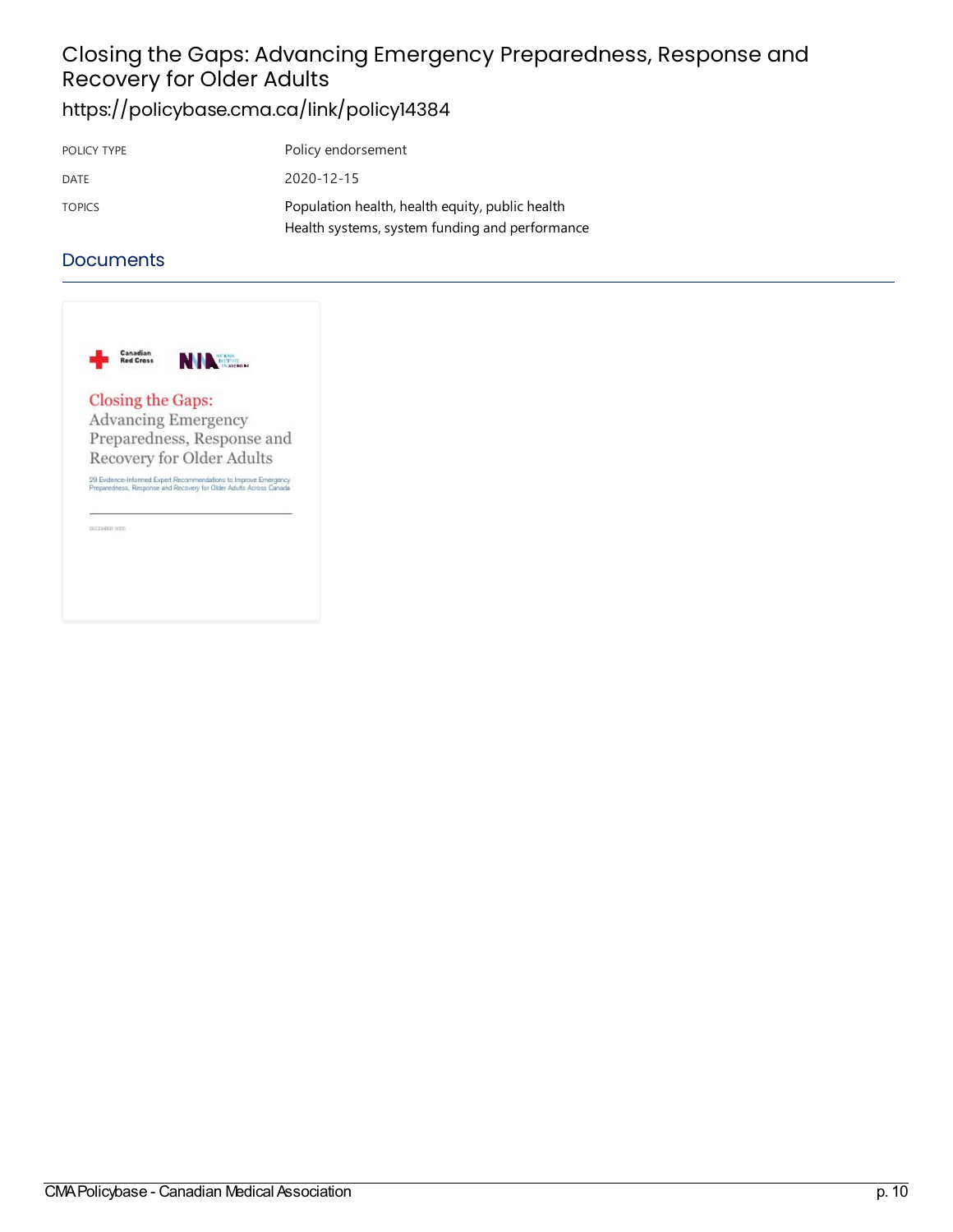# Closing the Gaps: Advancing Emergency Preparedness, Response and Recovery for Older Adults

https://policybase.cma.ca/link/policy14384

| | |
|---|---|
| POLICY TYPE | Policy endorsement |
| DATE | 2020-12-15 |
| TOPICS | Population health, health equity, public health<br>Health systems, system funding and performance |

## Documents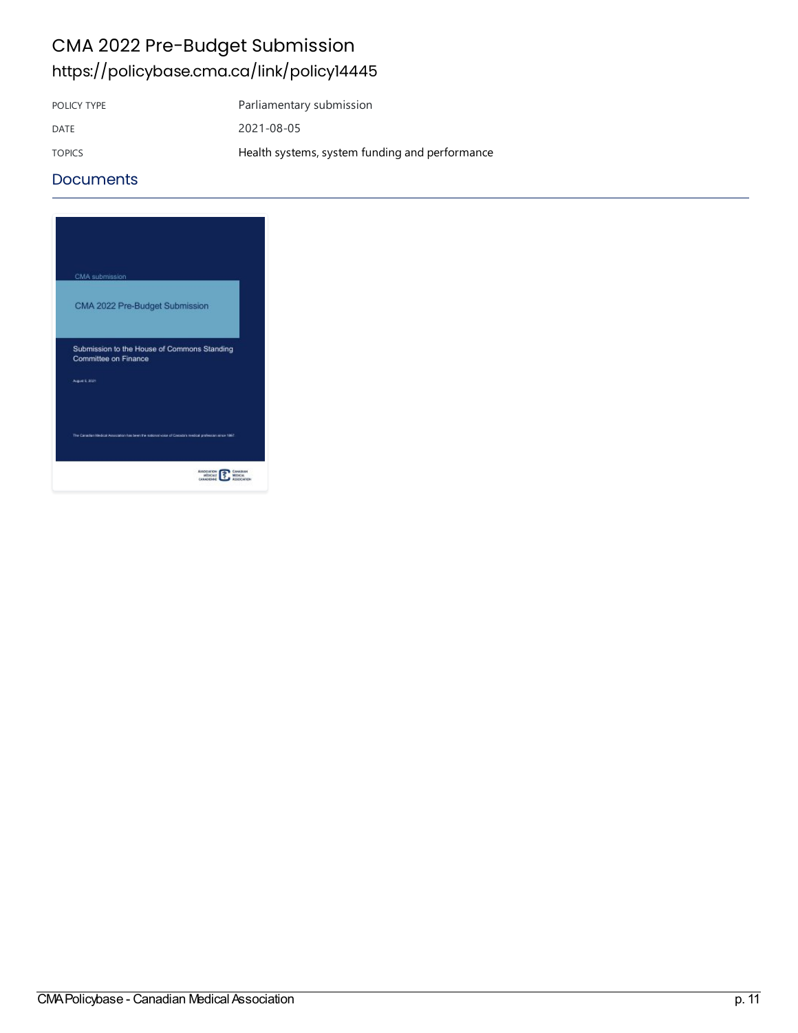# CMA 2022 Pre-Budget Submission

https://policybase.cma.ca/link/policy14445

| | |
|---|---|
| POLICY TYPE | Parliamentary submission |
| DATE | 2021-08-05 |
| TOPICS | Health systems, system funding and performance |

## Documents

CMA submission

CMA 2022 Pre-Budget Submission

Submission to the House of Commons Standing Committee on Finance

August 5, 2021

The Canadian Medical Association has been the national voice of Canada's medical profession since 1867.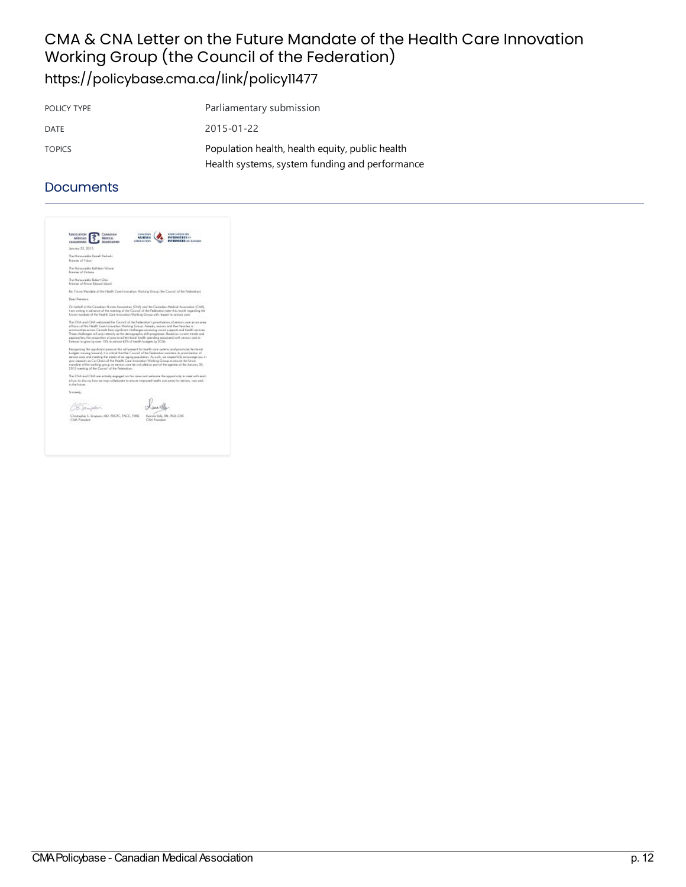# CMA & CNA Letter on the Future Mandate of the Health Care Innovation Working Group (the Council of the Federation)

https://policybase.cma.ca/link/policy11477

| | |
|---|---|
| POLICY TYPE | Parliamentary submission |
| DATE | 2015-01-22 |
| TOPICS | Population health, health equity, public health<br>Health systems, system funding and performance |

## Documents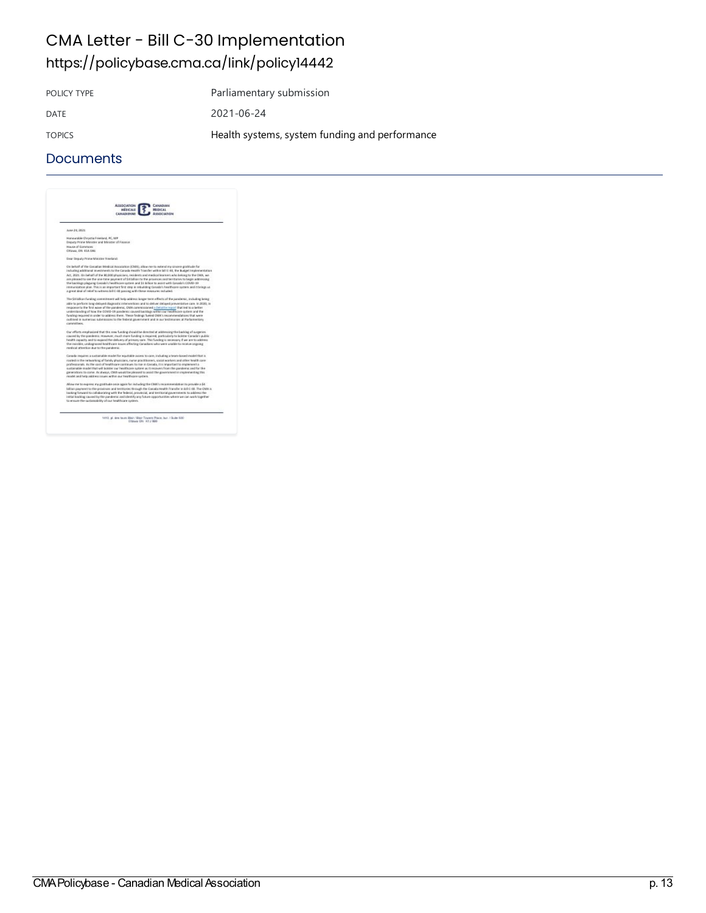# CMA Letter - Bill C-30 Implementation

## https://policybase.cma.ca/link/policy14442

| | |
|---|---|
| POLICY TYPE | Parliamentary submission |
| DATE | 2021-06-24 |
| TOPICS | Health systems, system funding and performance |

## Documents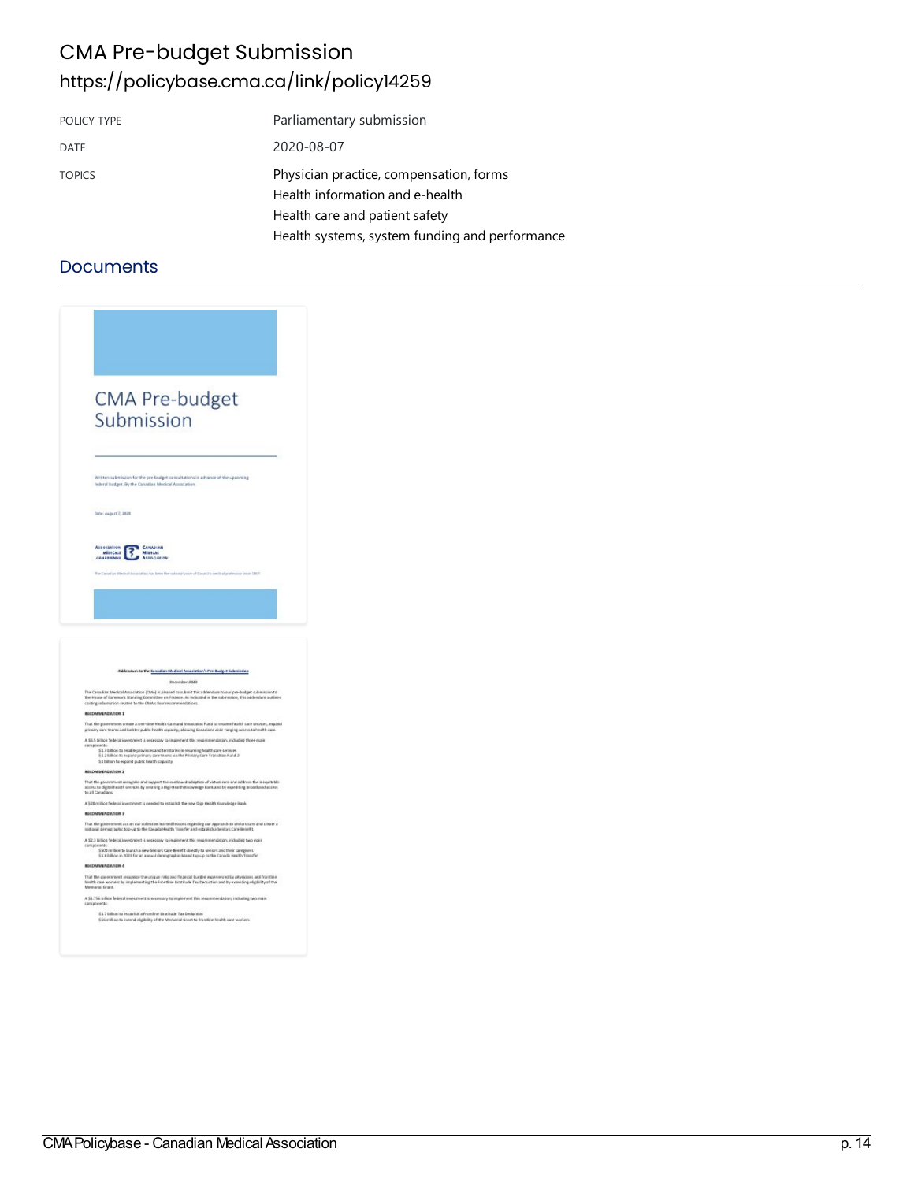# CMA Pre-budget Submission

https://policybase.cma.ca/link/policy14259

| | |
|---|---|
| POLICY TYPE | Parliamentary submission |
| DATE | 2020-08-07 |
| TOPICS | Physician practice, compensation, forms<br>Health information and e-health<br>Health care and patient safety<br>Health systems, system funding and performance |

## Documents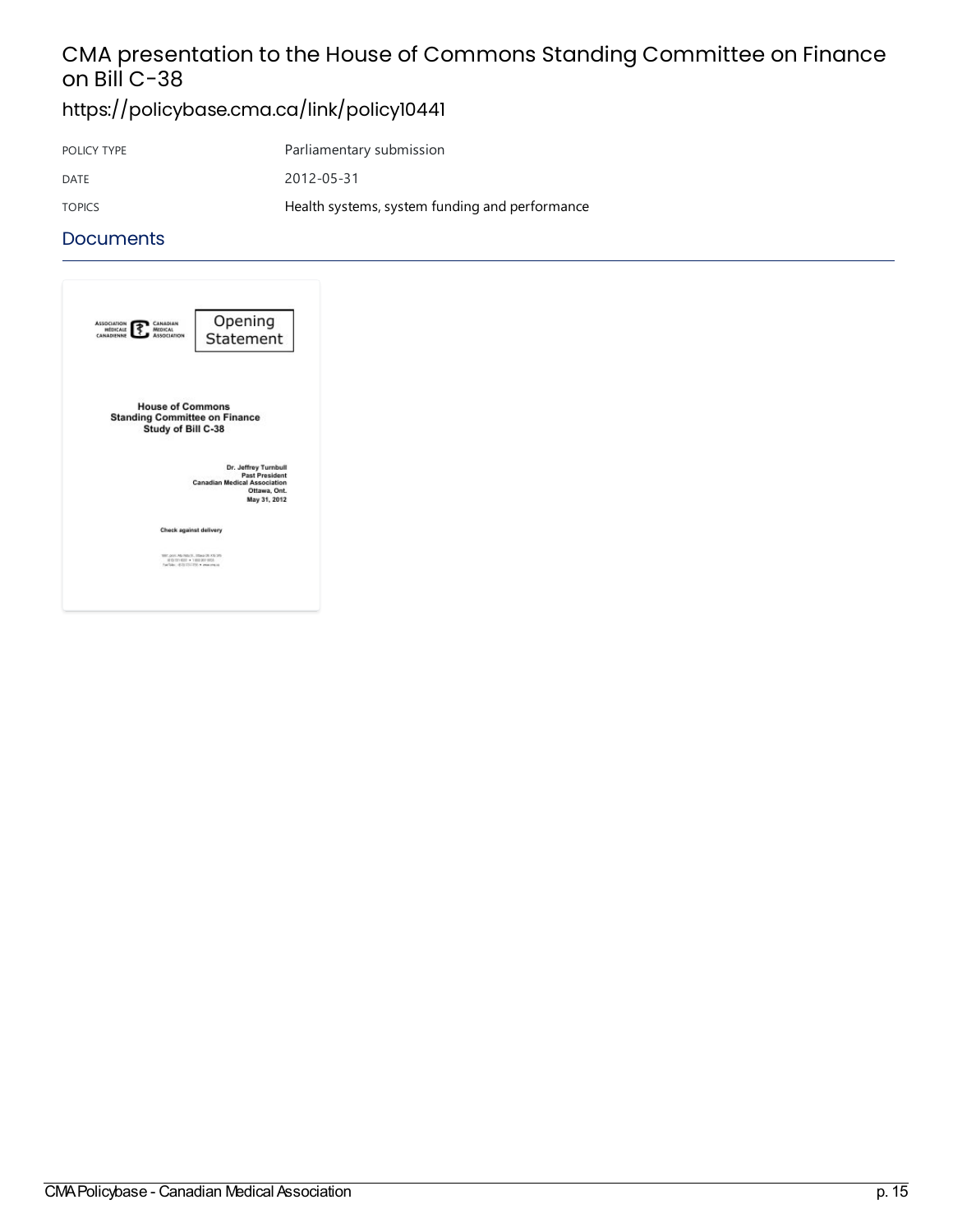# CMA presentation to the House of Commons Standing Committee on Finance on Bill C-38

https://policybase.cma.ca/link/policy10441

| | |
|---|---|
| POLICY TYPE | Parliamentary submission |
| DATE | 2012-05-31 |
| TOPICS | Health systems, system funding and performance |

## Documents

Opening Statement

House of Commons
Standing Committee on Finance
Study of Bill C-38

Dr. Jeffrey Turnbull
Past President
Canadian Medical Association
Ottawa, Ont.
May 31, 2012

Check against delivery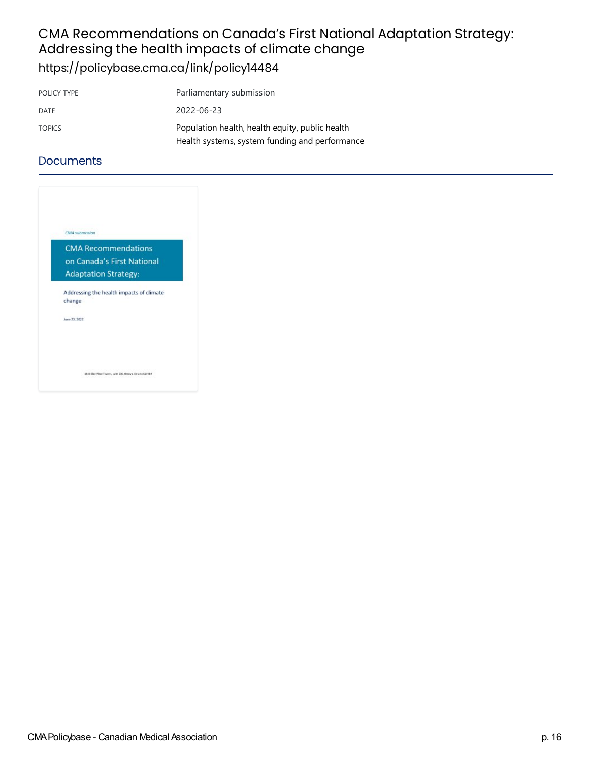# CMA Recommendations on Canada's First National Adaptation Strategy: Addressing the health impacts of climate change

https://policybase.cma.ca/link/policy14484

| | |
|---|---|
| POLICY TYPE | Parliamentary submission |
| DATE | 2022-06-23 |
| TOPICS | Population health, health equity, public health<br>Health systems, system funding and performance |

## Documents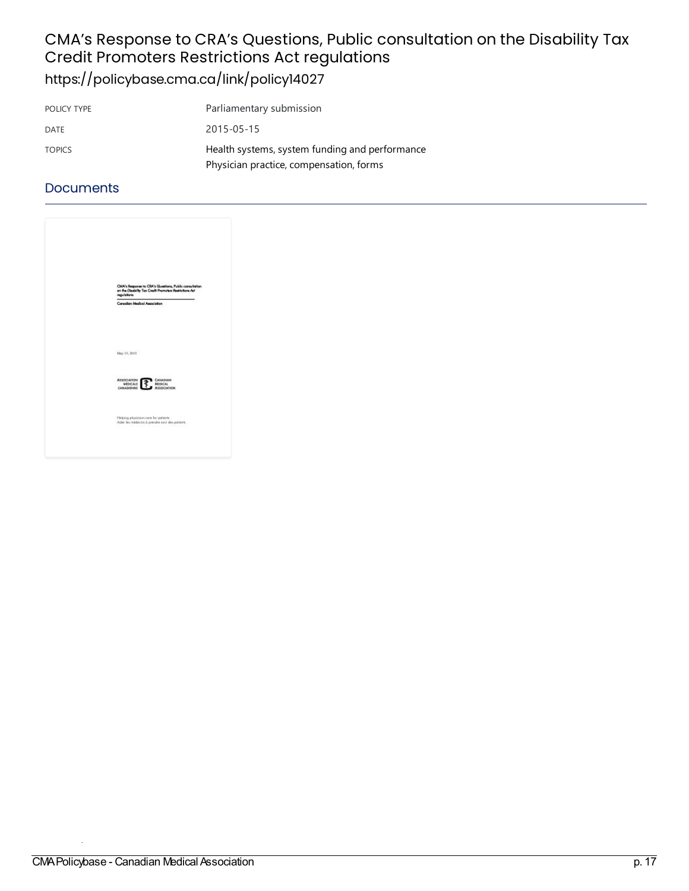# CMA's Response to CRA's Questions, Public consultation on the Disability Tax Credit Promoters Restrictions Act regulations

https://policybase.cma.ca/link/policy14027

| | |
|---|---|
| POLICY TYPE | Parliamentary submission |
| DATE | 2015-05-15 |
| TOPICS | Health systems, system funding and performance<br>Physician practice, compensation, forms |

## Documents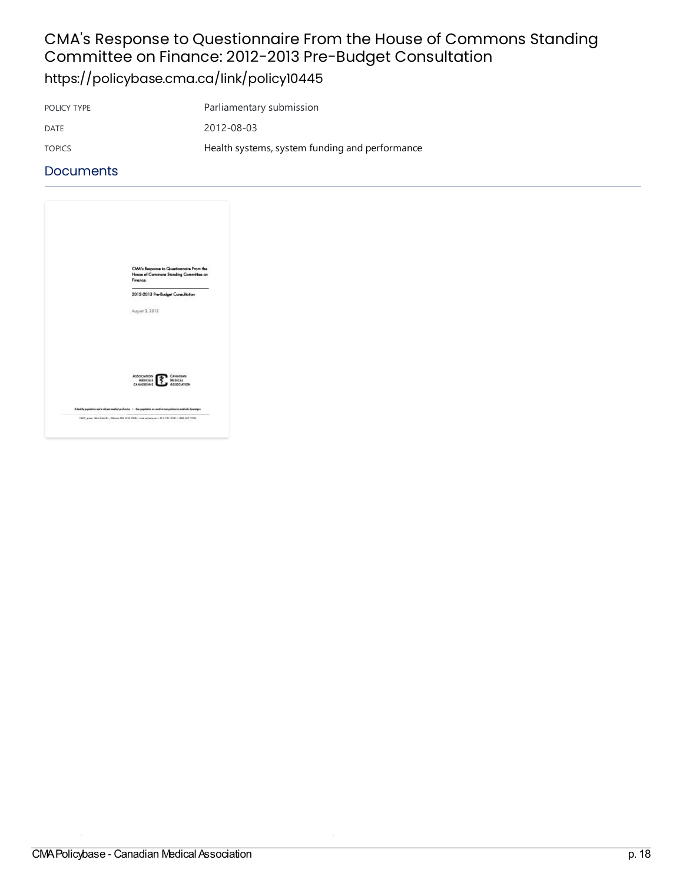# CMA's Response to Questionnaire From the House of Commons Standing Committee on Finance: 2012-2013 Pre-Budget Consultation

https://policybase.cma.ca/link/policy10445

| | |
|---|---|
| POLICY TYPE | Parliamentary submission |
| DATE | 2012-08-03 |
| TOPICS | Health systems, system funding and performance |

## Documents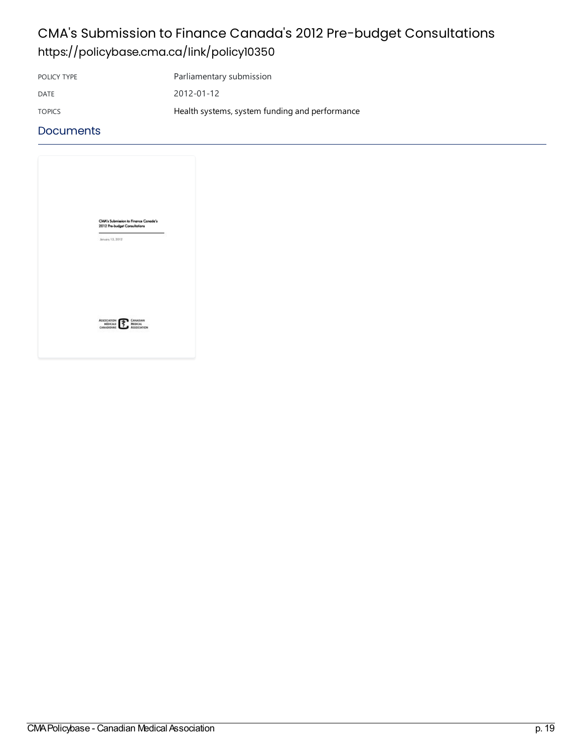# CMA's Submission to Finance Canada's 2012 Pre-budget Consultations

https://policybase.cma.ca/link/policy10350

| | |
|---|---|
| POLICY TYPE | Parliamentary submission |
| DATE | 2012-01-12 |
| TOPICS | Health systems, system funding and performance |

## Documents

CMA's Submission to Finance Canada's 2012 Pre-budget Consultations

January 13, 2012

ASSOCIATION MÉDICALE CANADIENNE CANADIAN MEDICAL ASSOCIATION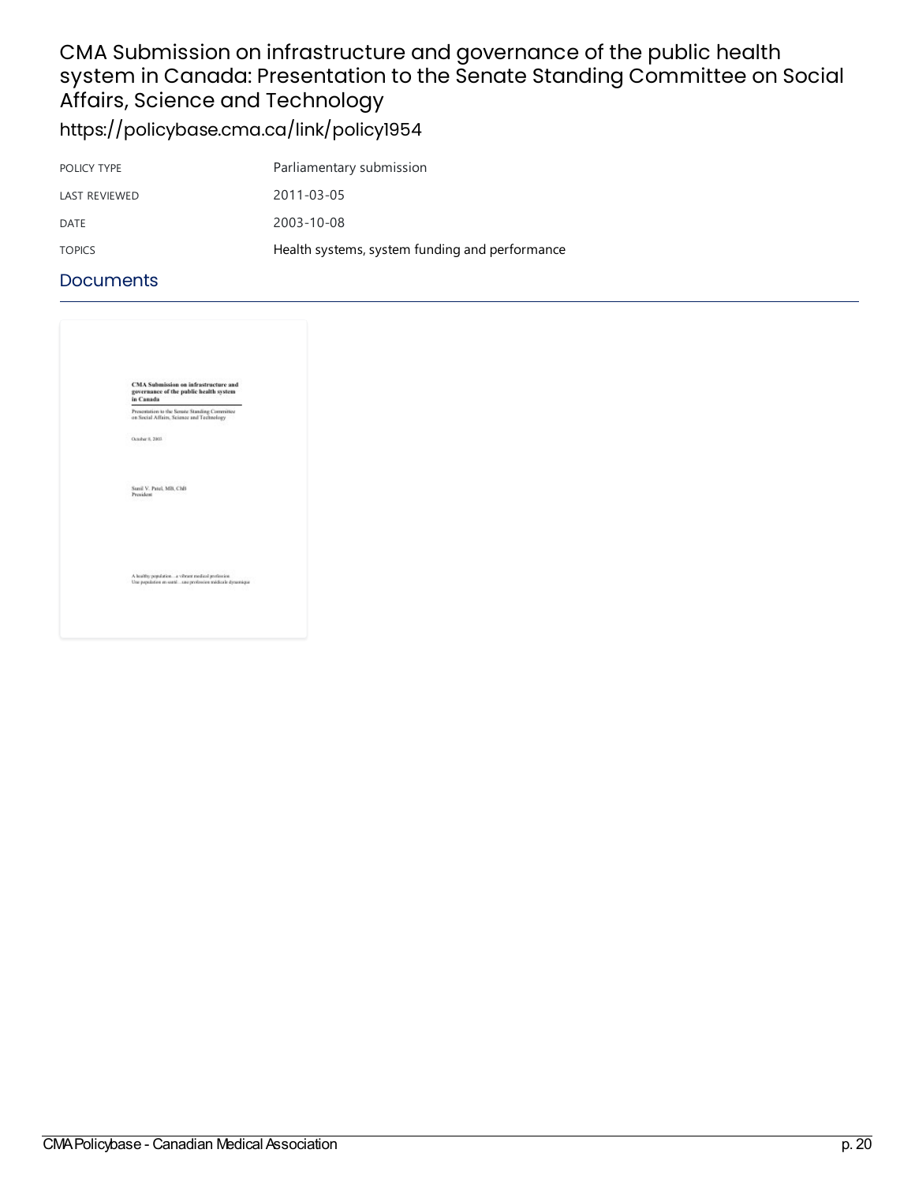# CMA Submission on infrastructure and governance of the public health system in Canada: Presentation to the Senate Standing Committee on Social Affairs, Science and Technology

https://policybase.cma.ca/link/policy1954

| | |
|---|---|
| POLICY TYPE | Parliamentary submission |
| LAST REVIEWED | 2011-03-05 |
| DATE | 2003-10-08 |
| TOPICS | Health systems, system funding and performance |

## Documents

**CMA Submission on infrastructure and governance of the public health system in Canada**

Presentation to the Senate Standing Committee on Social Affairs, Science and Technology

October 8, 2003

Sunil V. Patel, MD, ChB
President

A healthy population ... a vibrant medical profession
Une population en santé ... une profession médicale dynamique